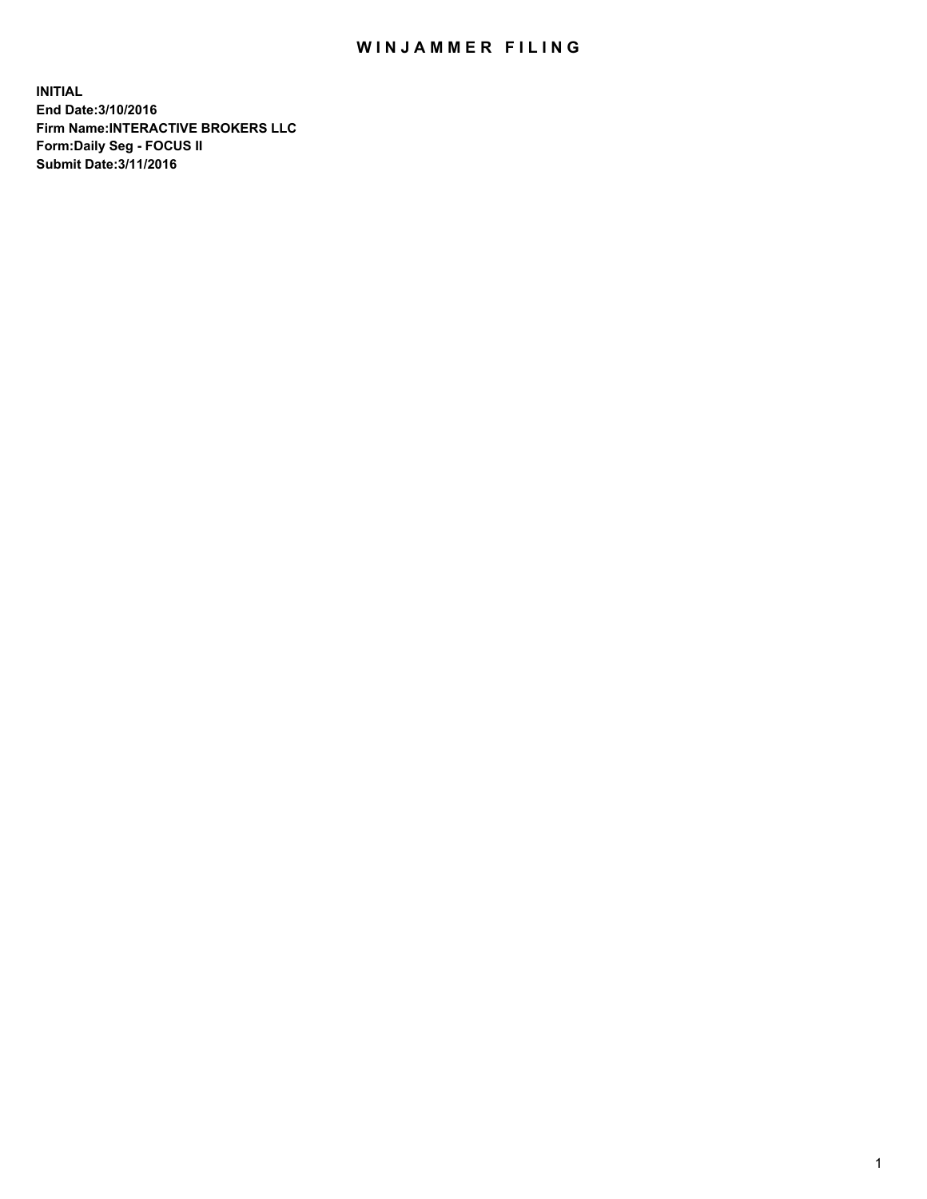# WINJAMMER FILING

**INITIAL**
**End Date:3/10/2016**
**Firm Name:INTERACTIVE BROKERS LLC**
**Form:Daily Seg - FOCUS II**
**Submit Date:3/11/2016**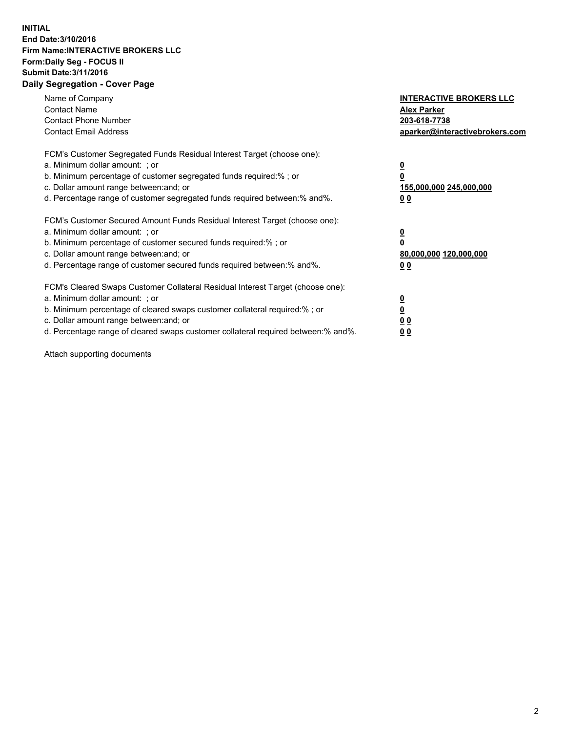**INITIAL**
**End Date:3/10/2016**
**Firm Name:INTERACTIVE BROKERS LLC**
**Form:Daily Seg - FOCUS II**
**Submit Date:3/11/2016**

## Daily Segregation - Cover Page

| | |
|---|---|
| Name of Company | **INTERACTIVE BROKERS LLC** |
| Contact Name | **Alex Parker** |
| Contact Phone Number | **203-618-7738** |
| Contact Email Address | **aparker@interactivebrokers.com** |

FCM's Customer Segregated Funds Residual Interest Target (choose one):

| | |
|---|---|
| a. Minimum dollar amount: ; or | **0** |
| b. Minimum percentage of customer segregated funds required:% ; or | **0** |
| c. Dollar amount range between:and; or | **155,000,000 245,000,000** |
| d. Percentage range of customer segregated funds required between:% and%. | **0 0** |

FCM's Customer Secured Amount Funds Residual Interest Target (choose one):

| | |
|---|---|
| a. Minimum dollar amount: ; or | **0** |
| b. Minimum percentage of customer secured funds required:% ; or | **0** |
| c. Dollar amount range between:and; or | **80,000,000 120,000,000** |
| d. Percentage range of customer secured funds required between:% and%. | **0 0** |

FCM's Cleared Swaps Customer Collateral Residual Interest Target (choose one):

| | |
|---|---|
| a. Minimum dollar amount: ; or | **0** |
| b. Minimum percentage of cleared swaps customer collateral required:% ; or | **0** |
| c. Dollar amount range between:and; or | **0 0** |
| d. Percentage range of cleared swaps customer collateral required between:% and%. | **0 0** |

Attach supporting documents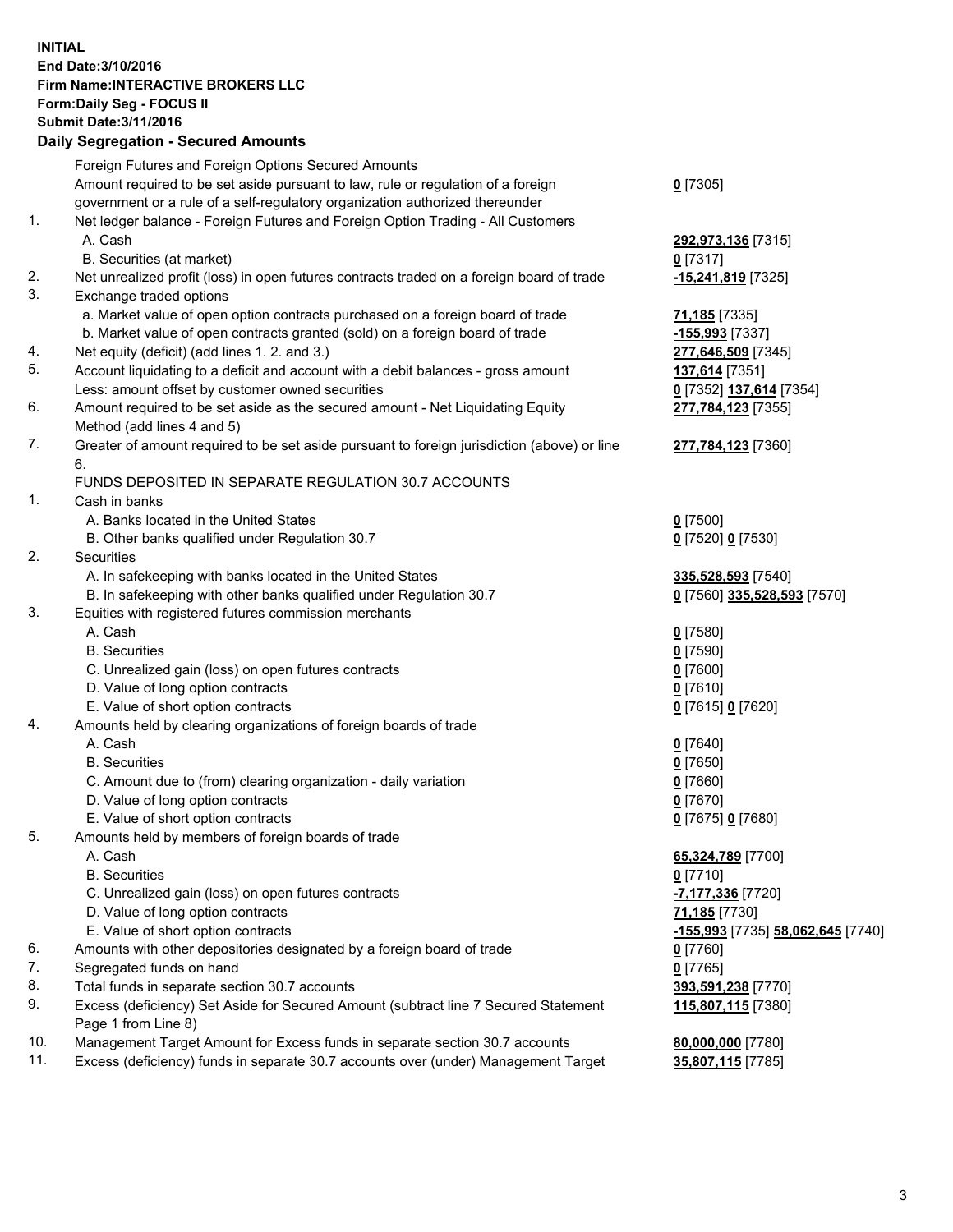**INITIAL**
**End Date:3/10/2016**
**Firm Name:INTERACTIVE BROKERS LLC**
**Form:Daily Seg - FOCUS II**
**Submit Date:3/11/2016**

## Daily Segregation - Secured Amounts

| | | |
|---|---|---|
| | Foreign Futures and Foreign Options Secured Amounts | |
| | Amount required to be set aside pursuant to law, rule or regulation of a foreign government or a rule of a self-regulatory organization authorized thereunder | **0** [7305] |
| 1. | Net ledger balance - Foreign Futures and Foreign Option Trading - All Customers | |
| | A. Cash | **292,973,136** [7315] |
| | B. Securities (at market) | **0** [7317] |
| 2. | Net unrealized profit (loss) in open futures contracts traded on a foreign board of trade | **-15,241,819** [7325] |
| 3. | Exchange traded options | |
| | a. Market value of open option contracts purchased on a foreign board of trade | **71,185** [7335] |
| | b. Market value of open contracts granted (sold) on a foreign board of trade | **-155,993** [7337] |
| 4. | Net equity (deficit) (add lines 1. 2. and 3.) | **277,646,509** [7345] |
| 5. | Account liquidating to a deficit and account with a debit balances - gross amount | **137,614** [7351] |
| | Less: amount offset by customer owned securities | **0** [7352] **137,614** [7354] |
| 6. | Amount required to be set aside as the secured amount - Net Liquidating Equity Method (add lines 4 and 5) | **277,784,123** [7355] |
| 7. | Greater of amount required to be set aside pursuant to foreign jurisdiction (above) or line 6. | **277,784,123** [7360] |
| | FUNDS DEPOSITED IN SEPARATE REGULATION 30.7 ACCOUNTS | |
| 1. | Cash in banks | |
| | A. Banks located in the United States | **0** [7500] |
| | B. Other banks qualified under Regulation 30.7 | **0** [7520] **0** [7530] |
| 2. | Securities | |
| | A. In safekeeping with banks located in the United States | **335,528,593** [7540] |
| | B. In safekeeping with other banks qualified under Regulation 30.7 | **0** [7560] **335,528,593** [7570] |
| 3. | Equities with registered futures commission merchants | |
| | A. Cash | **0** [7580] |
| | B. Securities | **0** [7590] |
| | C. Unrealized gain (loss) on open futures contracts | **0** [7600] |
| | D. Value of long option contracts | **0** [7610] |
| | E. Value of short option contracts | **0** [7615] **0** [7620] |
| 4. | Amounts held by clearing organizations of foreign boards of trade | |
| | A. Cash | **0** [7640] |
| | B. Securities | **0** [7650] |
| | C. Amount due to (from) clearing organization - daily variation | **0** [7660] |
| | D. Value of long option contracts | **0** [7670] |
| | E. Value of short option contracts | **0** [7675] **0** [7680] |
| 5. | Amounts held by members of foreign boards of trade | |
| | A. Cash | **65,324,789** [7700] |
| | B. Securities | **0** [7710] |
| | C. Unrealized gain (loss) on open futures contracts | **-7,177,336** [7720] |
| | D. Value of long option contracts | **71,185** [7730] |
| | E. Value of short option contracts | **-155,993** [7735] **58,062,645** [7740] |
| 6. | Amounts with other depositories designated by a foreign board of trade | **0** [7760] |
| 7. | Segregated funds on hand | **0** [7765] |
| 8. | Total funds in separate section 30.7 accounts | **393,591,238** [7770] |
| 9. | Excess (deficiency) Set Aside for Secured Amount (subtract line 7 Secured Statement Page 1 from Line 8) | **115,807,115** [7380] |
| 10. | Management Target Amount for Excess funds in separate section 30.7 accounts | **80,000,000** [7780] |
| 11. | Excess (deficiency) funds in separate 30.7 accounts over (under) Management Target | **35,807,115** [7785] |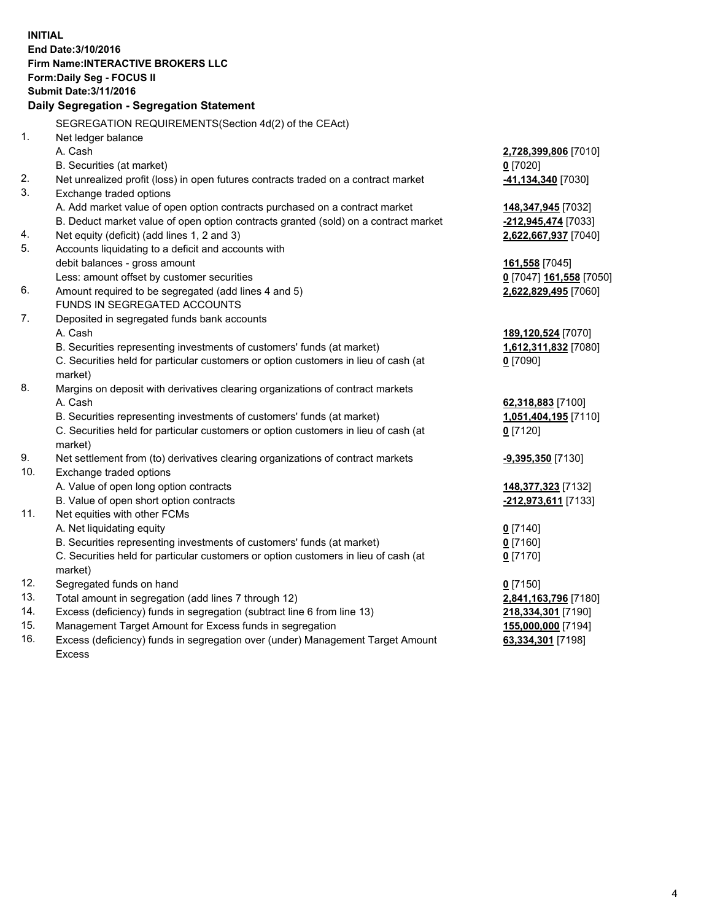**INITIAL**
**End Date:3/10/2016**
**Firm Name:INTERACTIVE BROKERS LLC**
**Form:Daily Seg - FOCUS II**
**Submit Date:3/11/2016**

## Daily Segregation - Segregation Statement

| | | |
|---|---|---|
| | SEGREGATION REQUIREMENTS(Section 4d(2) of the CEAct) | |
| 1. | Net ledger balance | |
| | A. Cash | **2,728,399,806** [7010] |
| | B. Securities (at market) | **0** [7020] |
| 2. | Net unrealized profit (loss) in open futures contracts traded on a contract market | **-41,134,340** [7030] |
| 3. | Exchange traded options | |
| | A. Add market value of open option contracts purchased on a contract market | **148,347,945** [7032] |
| | B. Deduct market value of open option contracts granted (sold) on a contract market | **-212,945,474** [7033] |
| 4. | Net equity (deficit) (add lines 1, 2 and 3) | **2,622,667,937** [7040] |
| 5. | Accounts liquidating to a deficit and accounts with | |
| | debit balances - gross amount | **161,558** [7045] |
| | Less: amount offset by customer securities | **0** [7047] **161,558** [7050] |
| 6. | Amount required to be segregated (add lines 4 and 5) | **2,622,829,495** [7060] |
| | FUNDS IN SEGREGATED ACCOUNTS | |
| 7. | Deposited in segregated funds bank accounts | |
| | A. Cash | **189,120,524** [7070] |
| | B. Securities representing investments of customers' funds (at market) | **1,612,311,832** [7080] |
| | C. Securities held for particular customers or option customers in lieu of cash (at market) | **0** [7090] |
| 8. | Margins on deposit with derivatives clearing organizations of contract markets | |
| | A. Cash | **62,318,883** [7100] |
| | B. Securities representing investments of customers' funds (at market) | **1,051,404,195** [7110] |
| | C. Securities held for particular customers or option customers in lieu of cash (at market) | **0** [7120] |
| 9. | Net settlement from (to) derivatives clearing organizations of contract markets | **-9,395,350** [7130] |
| 10. | Exchange traded options | |
| | A. Value of open long option contracts | **148,377,323** [7132] |
| | B. Value of open short option contracts | **-212,973,611** [7133] |
| 11. | Net equities with other FCMs | |
| | A. Net liquidating equity | **0** [7140] |
| | B. Securities representing investments of customers' funds (at market) | **0** [7160] |
| | C. Securities held for particular customers or option customers in lieu of cash (at market) | **0** [7170] |
| 12. | Segregated funds on hand | **0** [7150] |
| 13. | Total amount in segregation (add lines 7 through 12) | **2,841,163,796** [7180] |
| 14. | Excess (deficiency) funds in segregation (subtract line 6 from line 13) | **218,334,301** [7190] |
| 15. | Management Target Amount for Excess funds in segregation | **155,000,000** [7194] |
| 16. | Excess (deficiency) funds in segregation over (under) Management Target Amount Excess | **63,334,301** [7198] |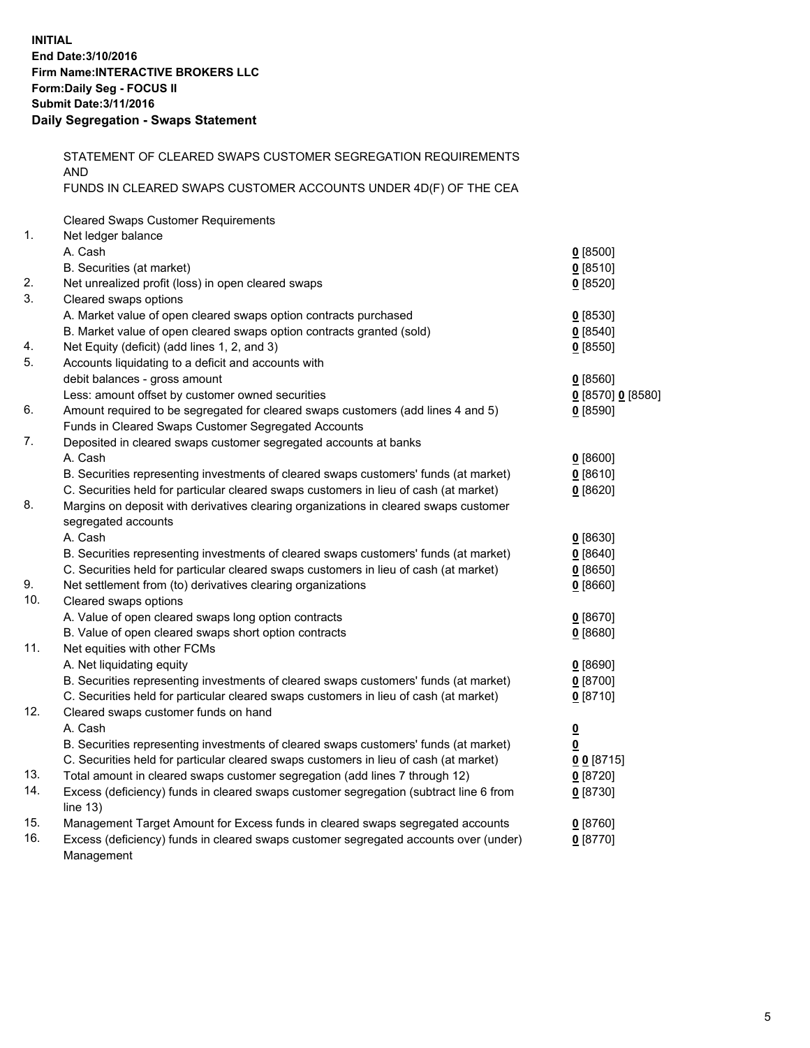**INITIAL**
**End Date:3/10/2016**
**Firm Name:INTERACTIVE BROKERS LLC**
**Form:Daily Seg - FOCUS II**
**Submit Date:3/11/2016**
**Daily Segregation - Swaps Statement**

STATEMENT OF CLEARED SWAPS CUSTOMER SEGREGATION REQUIREMENTS AND FUNDS IN CLEARED SWAPS CUSTOMER ACCOUNTS UNDER 4D(F) OF THE CEA

| | | |
|---|---|---|
| | Cleared Swaps Customer Requirements | |
| 1. | Net ledger balance | |
| | A. Cash | 0 [8500] |
| | B. Securities (at market) | 0 [8510] |
| 2. | Net unrealized profit (loss) in open cleared swaps | 0 [8520] |
| 3. | Cleared swaps options | |
| | A. Market value of open cleared swaps option contracts purchased | 0 [8530] |
| | B. Market value of open cleared swaps option contracts granted (sold) | 0 [8540] |
| 4. | Net Equity (deficit) (add lines 1, 2, and 3) | 0 [8550] |
| 5. | Accounts liquidating to a deficit and accounts with | |
| | debit balances - gross amount | 0 [8560] |
| | Less: amount offset by customer owned securities | 0 [8570] 0 [8580] |
| 6. | Amount required to be segregated for cleared swaps customers (add lines 4 and 5) | 0 [8590] |
| | Funds in Cleared Swaps Customer Segregated Accounts | |
| 7. | Deposited in cleared swaps customer segregated accounts at banks | |
| | A. Cash | 0 [8600] |
| | B. Securities representing investments of cleared swaps customers' funds (at market) | 0 [8610] |
| | C. Securities held for particular cleared swaps customers in lieu of cash (at market) | 0 [8620] |
| 8. | Margins on deposit with derivatives clearing organizations in cleared swaps customer segregated accounts | |
| | A. Cash | 0 [8630] |
| | B. Securities representing investments of cleared swaps customers' funds (at market) | 0 [8640] |
| | C. Securities held for particular cleared swaps customers in lieu of cash (at market) | 0 [8650] |
| 9. | Net settlement from (to) derivatives clearing organizations | 0 [8660] |
| 10. | Cleared swaps options | |
| | A. Value of open cleared swaps long option contracts | 0 [8670] |
| | B. Value of open cleared swaps short option contracts | 0 [8680] |
| 11. | Net equities with other FCMs | |
| | A. Net liquidating equity | 0 [8690] |
| | B. Securities representing investments of cleared swaps customers' funds (at market) | 0 [8700] |
| | C. Securities held for particular cleared swaps customers in lieu of cash (at market) | 0 [8710] |
| 12. | Cleared swaps customer funds on hand | |
| | A. Cash | 0 |
| | B. Securities representing investments of cleared swaps customers' funds (at market) | 0 |
| | C. Securities held for particular cleared swaps customers in lieu of cash (at market) | 0 0 [8715] |
| 13. | Total amount in cleared swaps customer segregation (add lines 7 through 12) | 0 [8720] |
| 14. | Excess (deficiency) funds in cleared swaps customer segregation (subtract line 6 from line 13) | 0 [8730] |
| 15. | Management Target Amount for Excess funds in cleared swaps segregated accounts | 0 [8760] |
| 16. | Excess (deficiency) funds in cleared swaps customer segregated accounts over (under) Management | 0 [8770] |